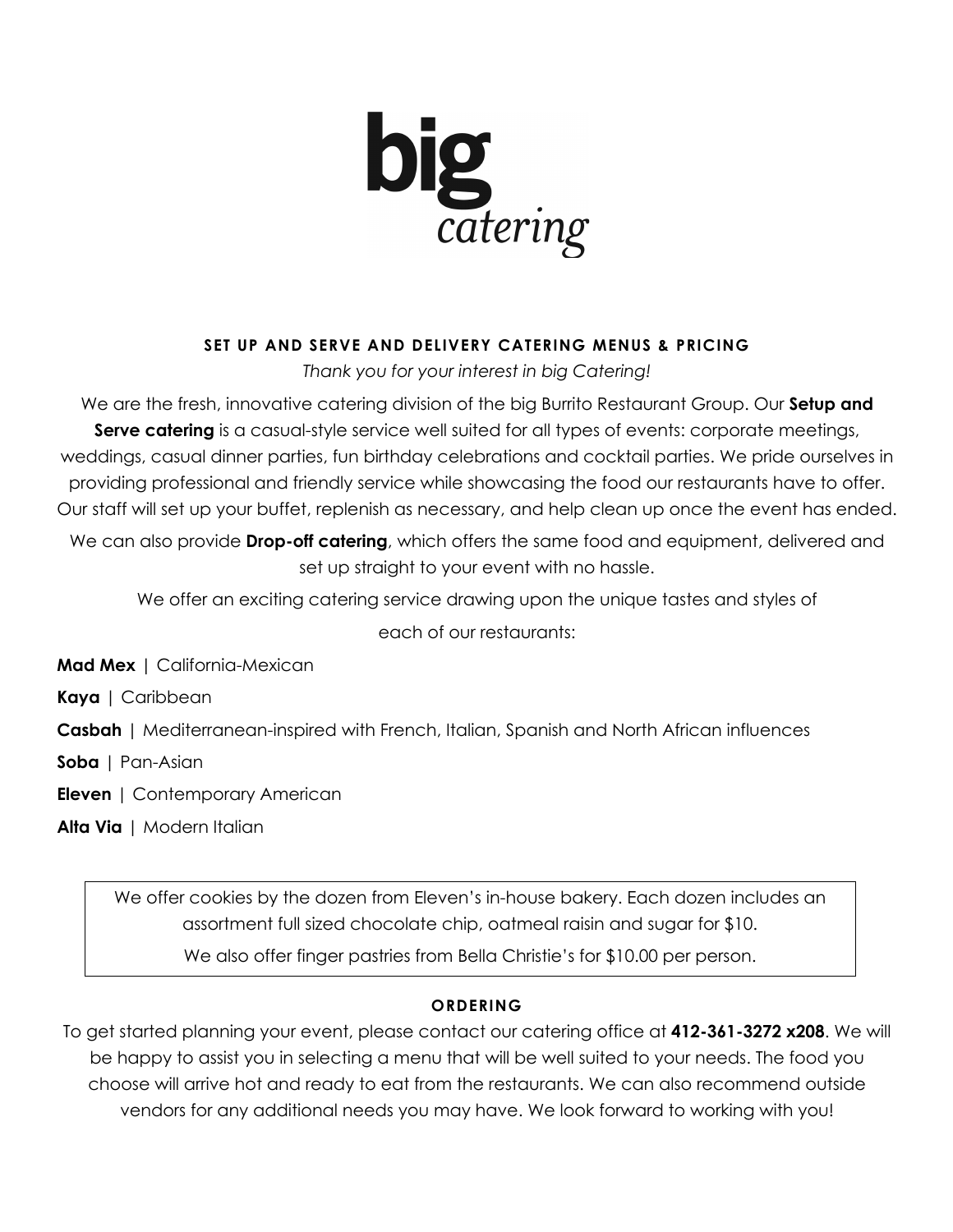# big catering

## SET UP AND SERVE AND DELIVERY CATERING MENUS & PRICING

*Thank you for your interest in big Catering!*

We are the fresh, innovative catering division of the big Burrito Restaurant Group. Our **Setup and Serve catering** is a casual-style service well suited for all types of events: corporate meetings, weddings, casual dinner parties, fun birthday celebrations and cocktail parties. We pride ourselves in providing professional and friendly service while showcasing the food our restaurants have to offer. Our staff will set up your buffet, replenish as necessary, and help clean up once the event has ended.

We can also provide **Drop-off catering**, which offers the same food and equipment, delivered and set up straight to your event with no hassle.

We offer an exciting catering service drawing upon the unique tastes and styles of each of our restaurants:

**Mad Mex** | California-Mexican

**Kaya** | Caribbean

**Casbah** | Mediterranean-inspired with French, Italian, Spanish and North African influences

**Soba** | Pan-Asian

**Eleven** | Contemporary American

**Alta Via** | Modern Italian

We offer cookies by the dozen from Eleven's in-house bakery. Each dozen includes an assortment full sized chocolate chip, oatmeal raisin and sugar for $10.

We also offer finger pastries from Bella Christie's for $10.00 per person.

### ORDERING

To get started planning your event, please contact our catering office at **412-361-3272 x208**. We will be happy to assist you in selecting a menu that will be well suited to your needs. The food you choose will arrive hot and ready to eat from the restaurants. We can also recommend outside vendors for any additional needs you may have. We look forward to working with you!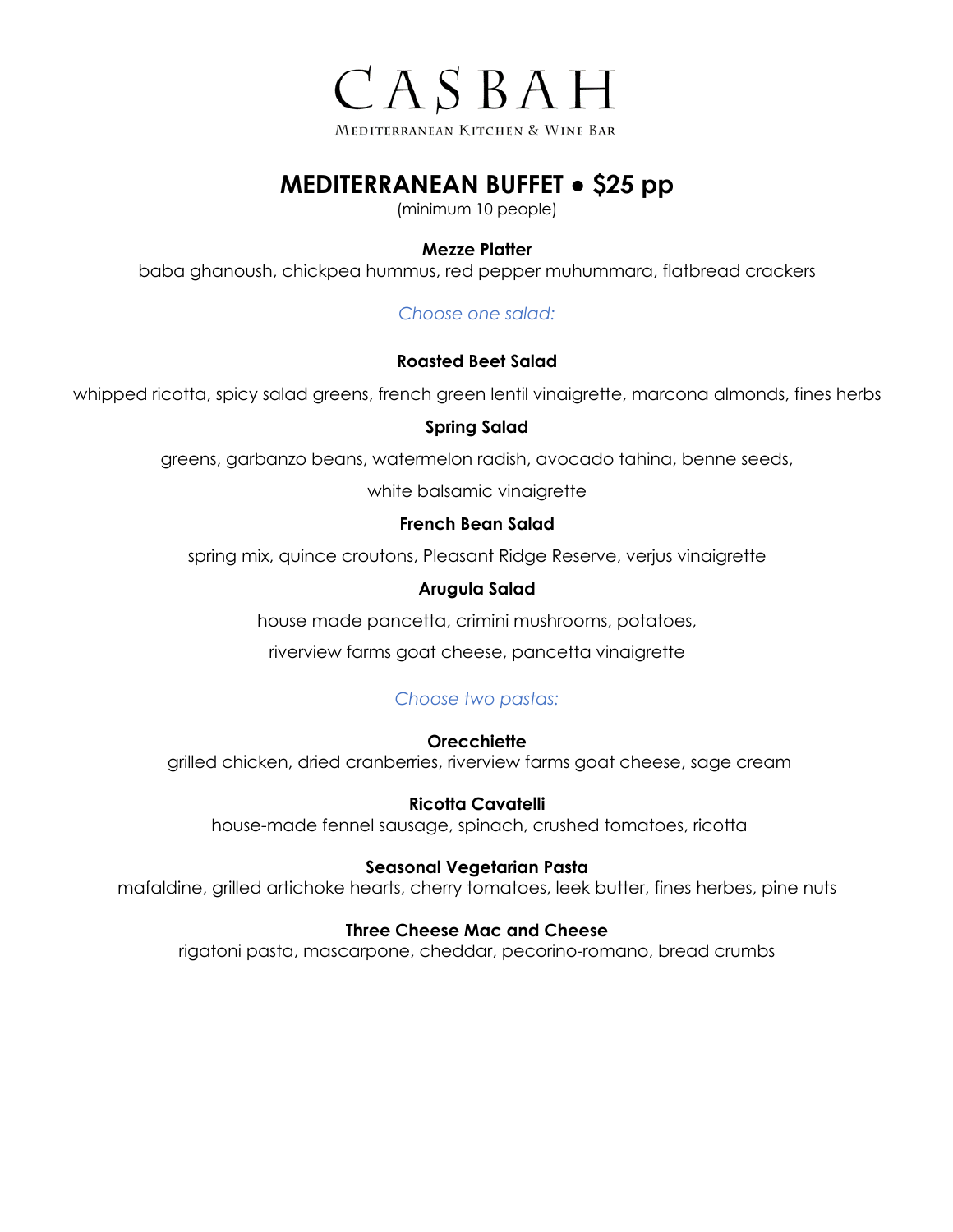# CASBAH

MEDITERRANEAN KITCHEN & WINE BAR

## MEDITERRANEAN BUFFET • $25 pp

(minimum 10 people)

**Mezze Platter**

baba ghanoush, chickpea hummus, red pepper muhummara, flatbread crackers

*Choose one salad:*

**Roasted Beet Salad**

whipped ricotta, spicy salad greens, french green lentil vinaigrette, marcona almonds, fines herbs

**Spring Salad**

greens, garbanzo beans, watermelon radish, avocado tahina, benne seeds,

white balsamic vinaigrette

**French Bean Salad**

spring mix, quince croutons, Pleasant Ridge Reserve, verjus vinaigrette

**Arugula Salad**

house made pancetta, crimini mushrooms, potatoes,

riverview farms goat cheese, pancetta vinaigrette

*Choose two pastas:*

**Orecchiette**

grilled chicken, dried cranberries, riverview farms goat cheese, sage cream

**Ricotta Cavatelli**

house-made fennel sausage, spinach, crushed tomatoes, ricotta

**Seasonal Vegetarian Pasta**

mafaldine, grilled artichoke hearts, cherry tomatoes, leek butter, fines herbes, pine nuts

**Three Cheese Mac and Cheese**

rigatoni pasta, mascarpone, cheddar, pecorino-romano, bread crumbs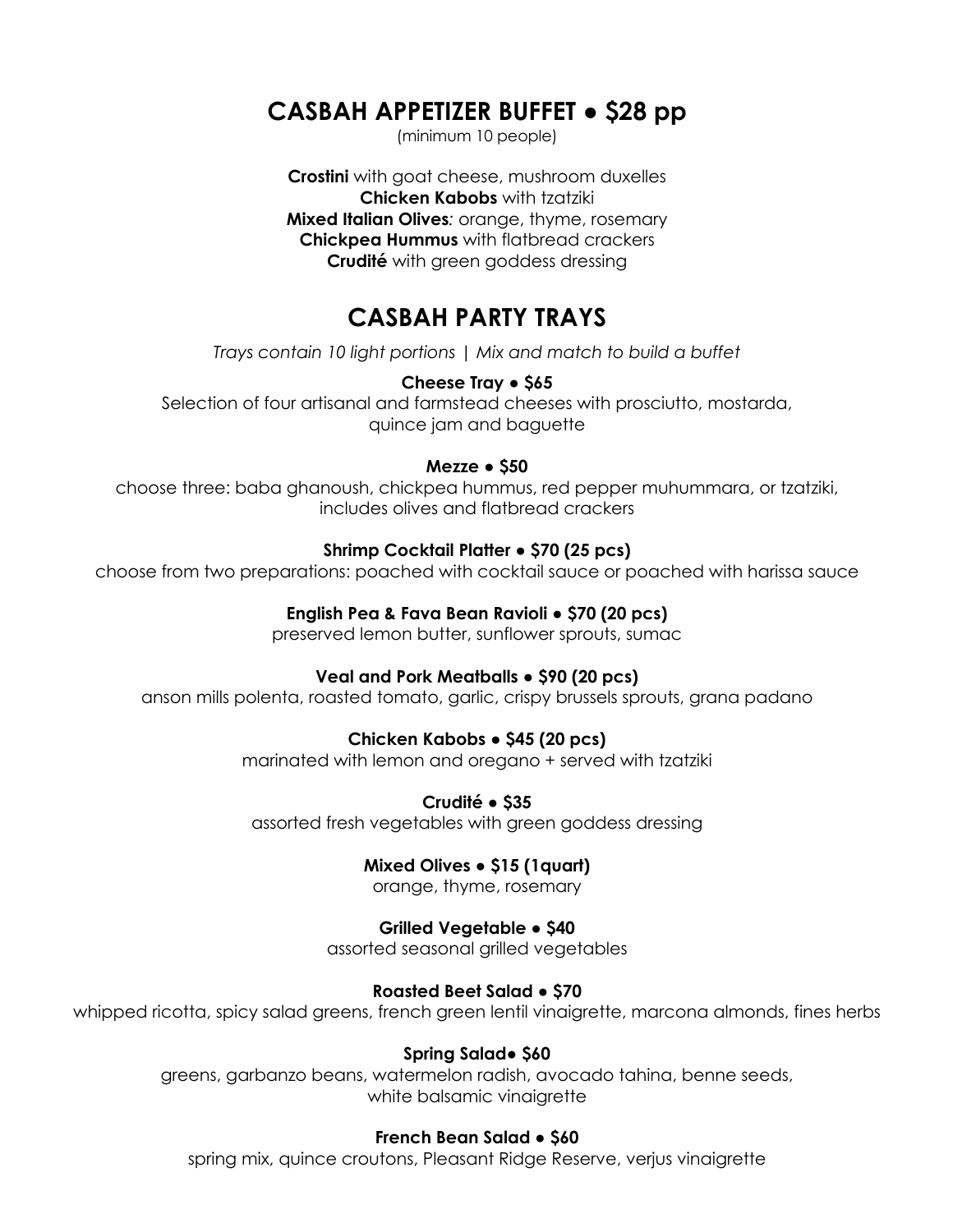## CASBAH APPETIZER BUFFET • $28 pp

(minimum 10 people)

**Crostini** with goat cheese, mushroom duxelles
**Chicken Kabobs** with tzatziki
**Mixed Italian Olives***:* orange, thyme, rosemary
**Chickpea Hummus** with flatbread crackers
**Crudité** with green goddess dressing

## CASBAH PARTY TRAYS

*Trays contain 10 light portions | Mix and match to build a buffet*

**Cheese Tray • $65**
Selection of four artisanal and farmstead cheeses with prosciutto, mostarda, quince jam and baguette

**Mezze • $50**
choose three: baba ghanoush, chickpea hummus, red pepper muhummara, or tzatziki, includes olives and flatbread crackers

**Shrimp Cocktail Platter • $70 (25 pcs)**
choose from two preparations: poached with cocktail sauce or poached with harissa sauce

**English Pea & Fava Bean Ravioli • $70 (20 pcs)**
preserved lemon butter, sunflower sprouts, sumac

**Veal and Pork Meatballs • $90 (20 pcs)**
anson mills polenta, roasted tomato, garlic, crispy brussels sprouts, grana padano

**Chicken Kabobs • $45 (20 pcs)**
marinated with lemon and oregano + served with tzatziki

**Crudité • $35**
assorted fresh vegetables with green goddess dressing

**Mixed Olives • $15 (1quart)**
orange, thyme, rosemary

**Grilled Vegetable • $40**
assorted seasonal grilled vegetables

**Roasted Beet Salad • $70**
whipped ricotta, spicy salad greens, french green lentil vinaigrette, marcona almonds, fines herbs

**Spring Salad• $60**
greens, garbanzo beans, watermelon radish, avocado tahina, benne seeds, white balsamic vinaigrette

**French Bean Salad • $60**
spring mix, quince croutons, Pleasant Ridge Reserve, verjus vinaigrette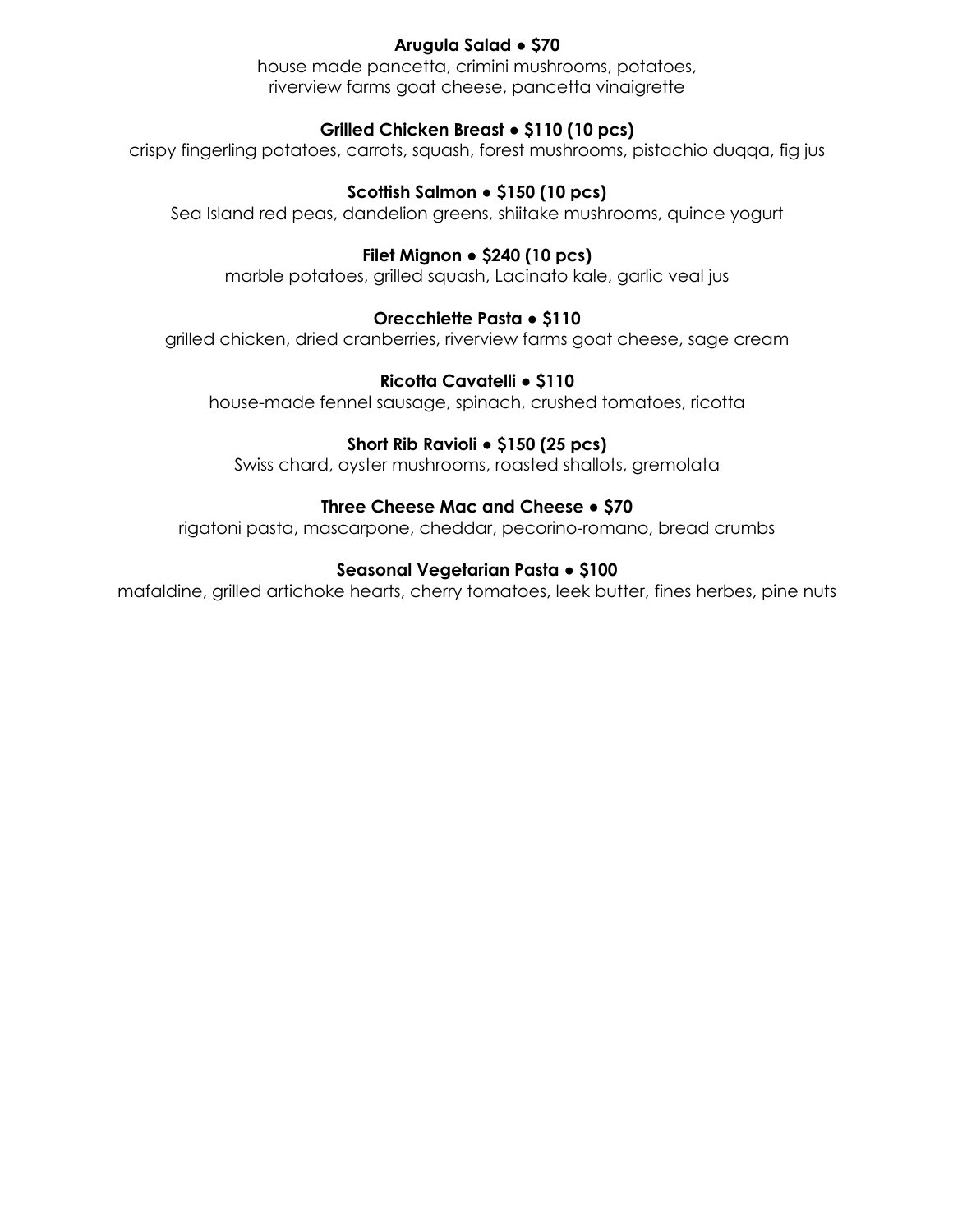**Arugula Salad ● $70**
house made pancetta, crimini mushrooms, potatoes,
riverview farms goat cheese, pancetta vinaigrette

**Grilled Chicken Breast ● $110 (10 pcs)**
crispy fingerling potatoes, carrots, squash, forest mushrooms, pistachio duqqa, fig jus

**Scottish Salmon ● $150 (10 pcs)**
Sea Island red peas, dandelion greens, shiitake mushrooms, quince yogurt

**Filet Mignon ● $240 (10 pcs)**
marble potatoes, grilled squash, Lacinato kale, garlic veal jus

**Orecchiette Pasta ● $110**
grilled chicken, dried cranberries, riverview farms goat cheese, sage cream

**Ricotta Cavatelli ● $110**
house-made fennel sausage, spinach, crushed tomatoes, ricotta

**Short Rib Ravioli ● $150 (25 pcs)**
Swiss chard, oyster mushrooms, roasted shallots, gremolata

**Three Cheese Mac and Cheese ● $70**
rigatoni pasta, mascarpone, cheddar, pecorino-romano, bread crumbs

**Seasonal Vegetarian Pasta ● $100**
mafaldine, grilled artichoke hearts, cherry tomatoes, leek butter, fines herbes, pine nuts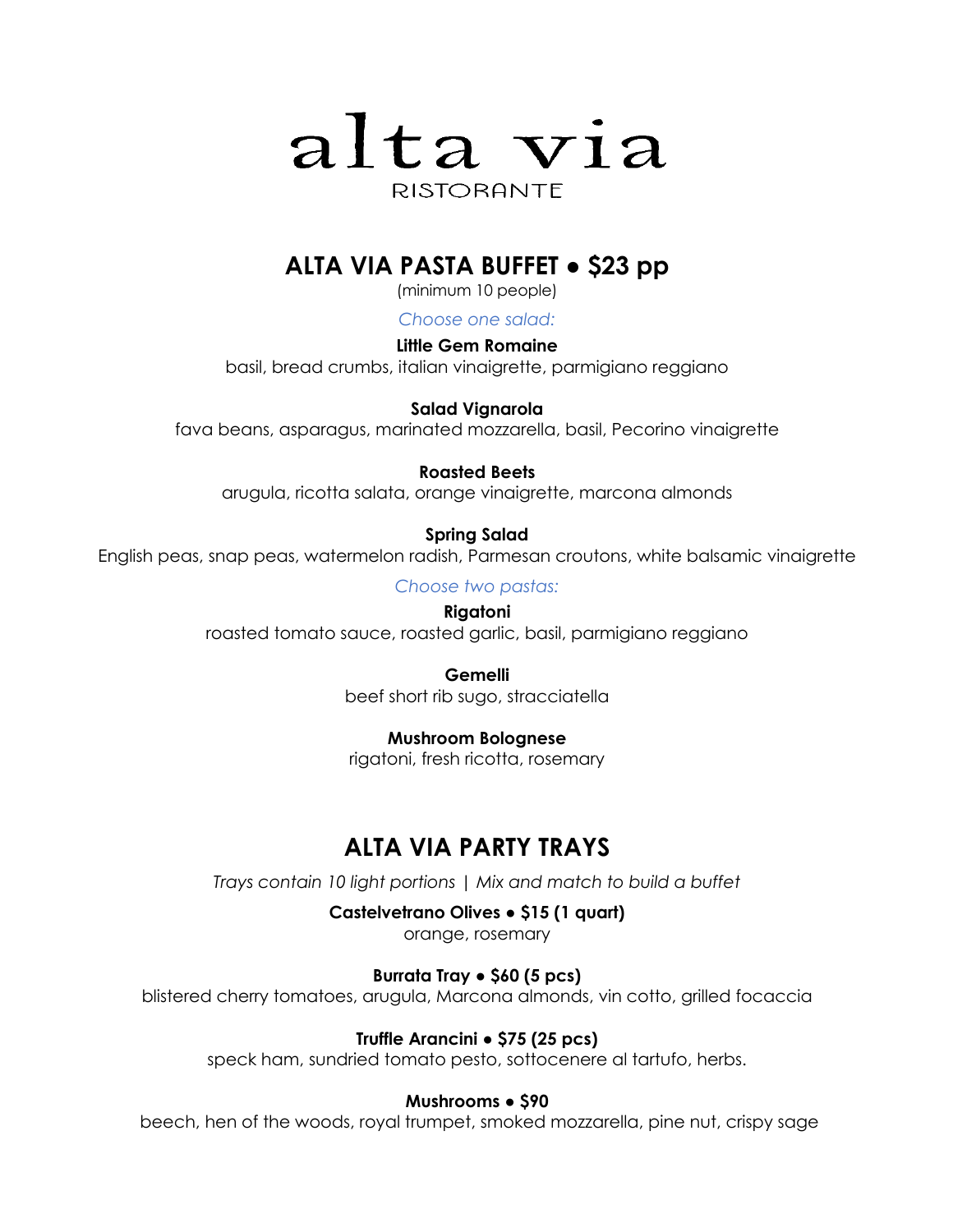# alta via

RISTORANTE

## ALTA VIA PASTA BUFFET • $23 pp

(minimum 10 people)

*Choose one salad:*

**Little Gem Romaine**
basil, bread crumbs, italian vinaigrette, parmigiano reggiano

**Salad Vignarola**
fava beans, asparagus, marinated mozzarella, basil, Pecorino vinaigrette

**Roasted Beets**
arugula, ricotta salata, orange vinaigrette, marcona almonds

**Spring Salad**
English peas, snap peas, watermelon radish, Parmesan croutons, white balsamic vinaigrette

*Choose two pastas:*

**Rigatoni**
roasted tomato sauce, roasted garlic, basil, parmigiano reggiano

**Gemelli**
beef short rib sugo, stracciatella

**Mushroom Bolognese**
rigatoni, fresh ricotta, rosemary

## ALTA VIA PARTY TRAYS

*Trays contain 10 light portions | Mix and match to build a buffet*

**Castelvetrano Olives • $15 (1 quart)**
orange, rosemary

**Burrata Tray • $60 (5 pcs)**
blistered cherry tomatoes, arugula, Marcona almonds, vin cotto, grilled focaccia

**Truffle Arancini • $75 (25 pcs)**
speck ham, sundried tomato pesto, sottocenere al tartufo, herbs.

**Mushrooms • $90**
beech, hen of the woods, royal trumpet, smoked mozzarella, pine nut, crispy sage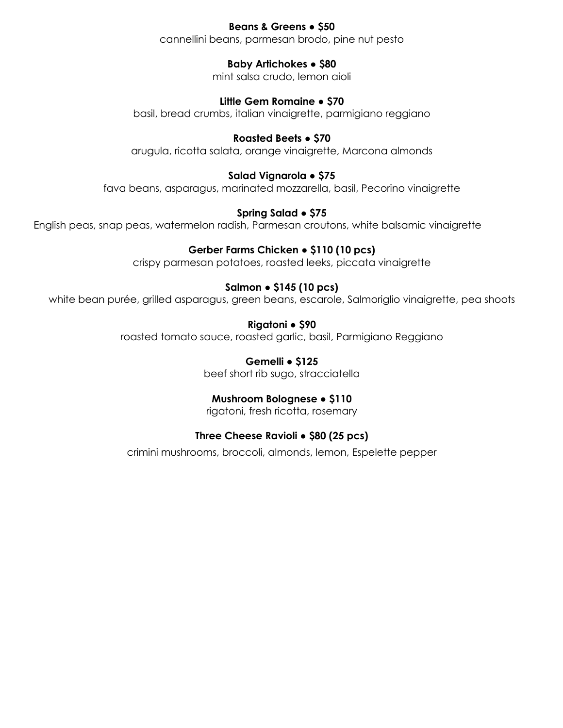**Beans & Greens • $50**
cannellini beans, parmesan brodo, pine nut pesto

**Baby Artichokes • $80**
mint salsa crudo, lemon aioli

**Little Gem Romaine • $70**
basil, bread crumbs, italian vinaigrette, parmigiano reggiano

**Roasted Beets • $70**
arugula, ricotta salata, orange vinaigrette, Marcona almonds

**Salad Vignarola • $75**
fava beans, asparagus, marinated mozzarella, basil, Pecorino vinaigrette

**Spring Salad • $75**
English peas, snap peas, watermelon radish, Parmesan croutons, white balsamic vinaigrette

**Gerber Farms Chicken • $110 (10 pcs)**
crispy parmesan potatoes, roasted leeks, piccata vinaigrette

**Salmon • $145 (10 pcs)**
white bean purée, grilled asparagus, green beans, escarole, Salmoriglio vinaigrette, pea shoots

**Rigatoni • $90**
roasted tomato sauce, roasted garlic, basil, Parmigiano Reggiano

**Gemelli • $125**
beef short rib sugo, stracciatella

**Mushroom Bolognese • $110**
rigatoni, fresh ricotta, rosemary

**Three Cheese Ravioli • $80 (25 pcs)**
crimini mushrooms, broccoli, almonds, lemon, Espelette pepper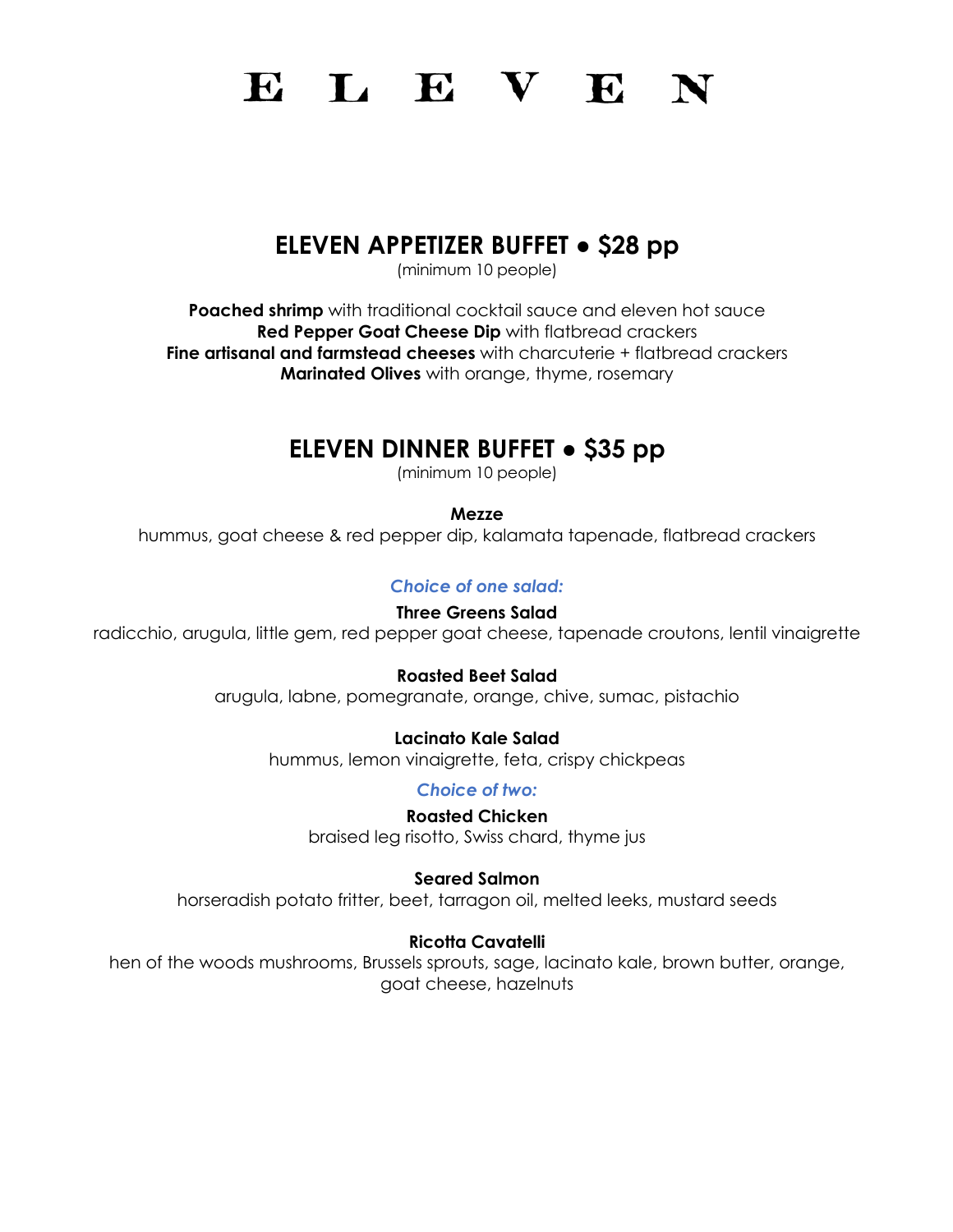# E L E V E N

## ELEVEN APPETIZER BUFFET • $28 pp

(minimum 10 people)

**Poached shrimp** with traditional cocktail sauce and eleven hot sauce
**Red Pepper Goat Cheese Dip** with flatbread crackers
**Fine artisanal and farmstead cheeses** with charcuterie + flatbread crackers
**Marinated Olives** with orange, thyme, rosemary

## ELEVEN DINNER BUFFET • $35 pp

(minimum 10 people)

**Mezze**
hummus, goat cheese & red pepper dip, kalamata tapenade, flatbread crackers

***Choice of one salad:***

**Three Greens Salad**
radicchio, arugula, little gem, red pepper goat cheese, tapenade croutons, lentil vinaigrette

**Roasted Beet Salad**
arugula, labne, pomegranate, orange, chive, sumac, pistachio

**Lacinato Kale Salad**
hummus, lemon vinaigrette, feta, crispy chickpeas

***Choice of two:***

**Roasted Chicken**
braised leg risotto, Swiss chard, thyme jus

**Seared Salmon**
horseradish potato fritter, beet, tarragon oil, melted leeks, mustard seeds

**Ricotta Cavatelli**
hen of the woods mushrooms, Brussels sprouts, sage, lacinato kale, brown butter, orange, goat cheese, hazelnuts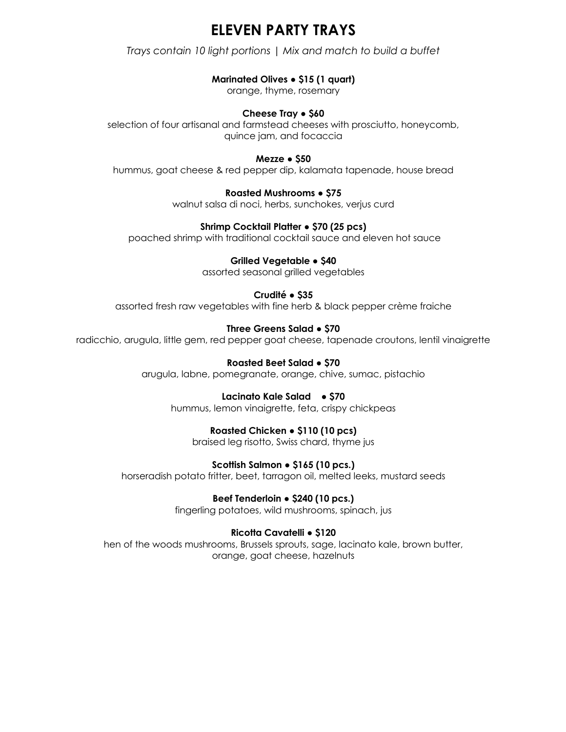# ELEVEN PARTY TRAYS

*Trays contain 10 light portions | Mix and match to build a buffet*

**Marinated Olives • $15 (1 quart)**
orange, thyme, rosemary

**Cheese Tray • $60**
selection of four artisanal and farmstead cheeses with prosciutto, honeycomb, quince jam, and focaccia

**Mezze • $50**
hummus, goat cheese & red pepper dip, kalamata tapenade, house bread

**Roasted Mushrooms • $75**
walnut salsa di noci, herbs, sunchokes, verjus curd

**Shrimp Cocktail Platter • $70 (25 pcs)**
poached shrimp with traditional cocktail sauce and eleven hot sauce

**Grilled Vegetable • $40**
assorted seasonal grilled vegetables

**Crudité • $35**
assorted fresh raw vegetables with fine herb & black pepper crème fraiche

**Three Greens Salad • $70**
radicchio, arugula, little gem, red pepper goat cheese, tapenade croutons, lentil vinaigrette

**Roasted Beet Salad • $70**
arugula, labne, pomegranate, orange, chive, sumac, pistachio

**Lacinato Kale Salad • $70**
hummus, lemon vinaigrette, feta, crispy chickpeas

**Roasted Chicken • $110 (10 pcs)**
braised leg risotto, Swiss chard, thyme jus

**Scottish Salmon • $165 (10 pcs.)**
horseradish potato fritter, beet, tarragon oil, melted leeks, mustard seeds

**Beef Tenderloin • $240 (10 pcs.)**
fingerling potatoes, wild mushrooms, spinach, jus

**Ricotta Cavatelli • $120**
hen of the woods mushrooms, Brussels sprouts, sage, lacinato kale, brown butter, orange, goat cheese, hazelnuts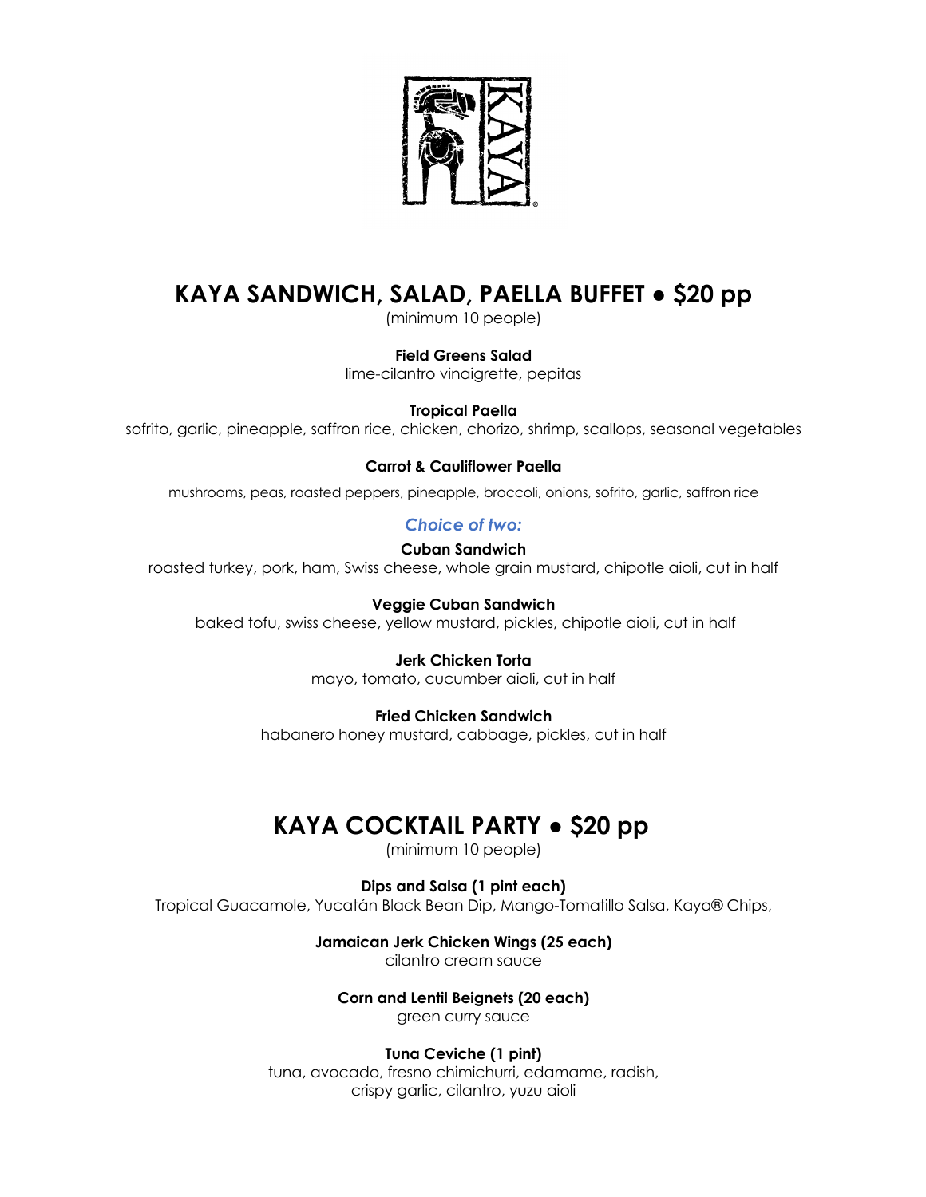# KAYA SANDWICH, SALAD, PAELLA BUFFET • $20 pp

(minimum 10 people)

**Field Greens Salad**
lime-cilantro vinaigrette, pepitas

**Tropical Paella**
sofrito, garlic, pineapple, saffron rice, chicken, chorizo, shrimp, scallops, seasonal vegetables

**Carrot & Cauliflower Paella**
mushrooms, peas, roasted peppers, pineapple, broccoli, onions, sofrito, garlic, saffron rice

***Choice of two:***

**Cuban Sandwich**
roasted turkey, pork, ham, Swiss cheese, whole grain mustard, chipotle aioli, cut in half

**Veggie Cuban Sandwich**
baked tofu, swiss cheese, yellow mustard, pickles, chipotle aioli, cut in half

**Jerk Chicken Torta**
mayo, tomato, cucumber aioli, cut in half

**Fried Chicken Sandwich**
habanero honey mustard, cabbage, pickles, cut in half

# KAYA COCKTAIL PARTY • $20 pp

(minimum 10 people)

**Dips and Salsa (1 pint each)**
Tropical Guacamole, Yucatán Black Bean Dip, Mango-Tomatillo Salsa, Kaya® Chips,

**Jamaican Jerk Chicken Wings (25 each)**
cilantro cream sauce

**Corn and Lentil Beignets (20 each)**
green curry sauce

**Tuna Ceviche (1 pint)**
tuna, avocado, fresno chimichurri, edamame, radish,
crispy garlic, cilantro, yuzu aioli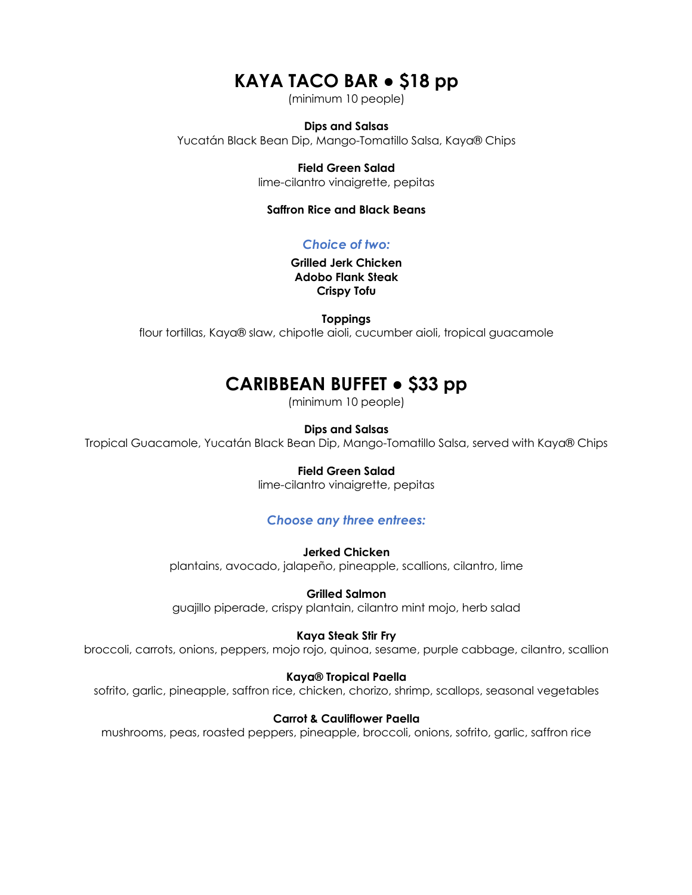# KAYA TACO BAR • $18 pp

(minimum 10 people)

**Dips and Salsas**
Yucatán Black Bean Dip, Mango-Tomatillo Salsa, Kaya® Chips

**Field Green Salad**
lime-cilantro vinaigrette, pepitas

**Saffron Rice and Black Beans**

***Choice of two:***

**Grilled Jerk Chicken**
**Adobo Flank Steak**
**Crispy Tofu**

**Toppings**
flour tortillas, Kaya® slaw, chipotle aioli, cucumber aioli, tropical guacamole

# CARIBBEAN BUFFET • $33 pp

(minimum 10 people)

**Dips and Salsas**
Tropical Guacamole, Yucatán Black Bean Dip, Mango-Tomatillo Salsa, served with Kaya® Chips

**Field Green Salad**
lime-cilantro vinaigrette, pepitas

***Choose any three entrees:***

**Jerked Chicken**
plantains, avocado, jalapeño, pineapple, scallions, cilantro, lime

**Grilled Salmon**
guajillo piperade, crispy plantain, cilantro mint mojo, herb salad

**Kaya Steak Stir Fry**
broccoli, carrots, onions, peppers, mojo rojo, quinoa, sesame, purple cabbage, cilantro, scallion

**Kaya® Tropical Paella**
sofrito, garlic, pineapple, saffron rice, chicken, chorizo, shrimp, scallops, seasonal vegetables

**Carrot & Cauliflower Paella**
mushrooms, peas, roasted peppers, pineapple, broccoli, onions, sofrito, garlic, saffron rice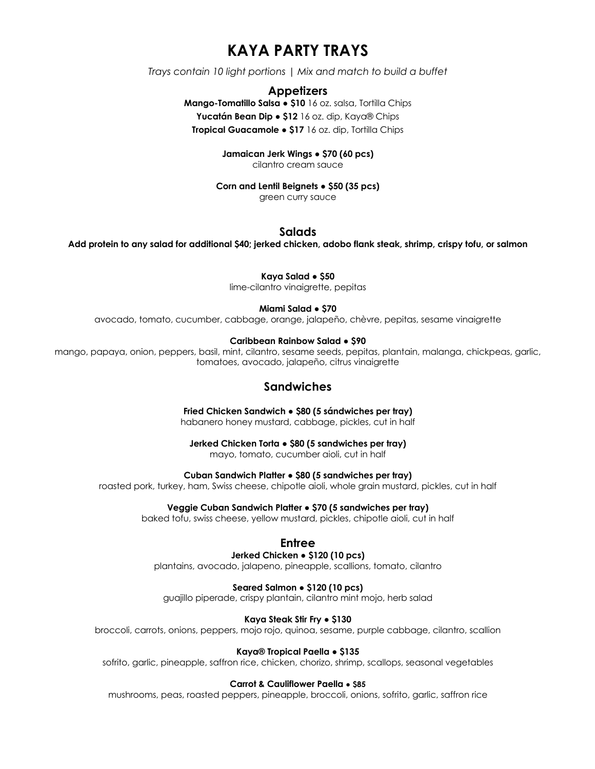# KAYA PARTY TRAYS

*Trays contain 10 light portions | Mix and match to build a buffet*

## Appetizers

**Mango-Tomatillo Salsa • $10** 16 oz. salsa, Tortilla Chips

**Yucatán Bean Dip • $12** 16 oz. dip, Kaya® Chips

**Tropical Guacamole • $17** 16 oz. dip, Tortilla Chips

**Jamaican Jerk Wings • $70 (60 pcs)**
cilantro cream sauce

**Corn and Lentil Beignets • $50 (35 pcs)**
green curry sauce

## Salads

**Add protein to any salad for additional $40; jerked chicken, adobo flank steak, shrimp, crispy tofu, or salmon**

**Kaya Salad • $50**
lime-cilantro vinaigrette, pepitas

**Miami Salad • $70**
avocado, tomato, cucumber, cabbage, orange, jalapeño, chèvre, pepitas, sesame vinaigrette

**Caribbean Rainbow Salad • $90**
mango, papaya, onion, peppers, basil, mint, cilantro, sesame seeds, pepitas, plantain, malanga, chickpeas, garlic, tomatoes, avocado, jalapeño, citrus vinaigrette

## Sandwiches

**Fried Chicken Sandwich • $80 (5 sándwiches per tray)**
habanero honey mustard, cabbage, pickles, cut in half

**Jerked Chicken Torta • $80 (5 sandwiches per tray)**
mayo, tomato, cucumber aioli, cut in half

**Cuban Sandwich Platter • $80 (5 sandwiches per tray)**
roasted pork, turkey, ham, Swiss cheese, chipotle aioli, whole grain mustard, pickles, cut in half

**Veggie Cuban Sandwich Platter • $70 (5 sandwiches per tray)**
baked tofu, swiss cheese, yellow mustard, pickles, chipotle aioli, cut in half

## Entree

**Jerked Chicken • $120 (10 pcs)**
plantains, avocado, jalapeno, pineapple, scallions, tomato, cilantro

**Seared Salmon • $120 (10 pcs)**
guajillo piperade, crispy plantain, cilantro mint mojo, herb salad

**Kaya Steak Stir Fry • $130**
broccoli, carrots, onions, peppers, mojo rojo, quinoa, sesame, purple cabbage, cilantro, scallion

**Kaya® Tropical Paella • $135**
sofrito, garlic, pineapple, saffron rice, chicken, chorizo, shrimp, scallops, seasonal vegetables

**Carrot & Cauliflower Paella • $85**
mushrooms, peas, roasted peppers, pineapple, broccoli, onions, sofrito, garlic, saffron rice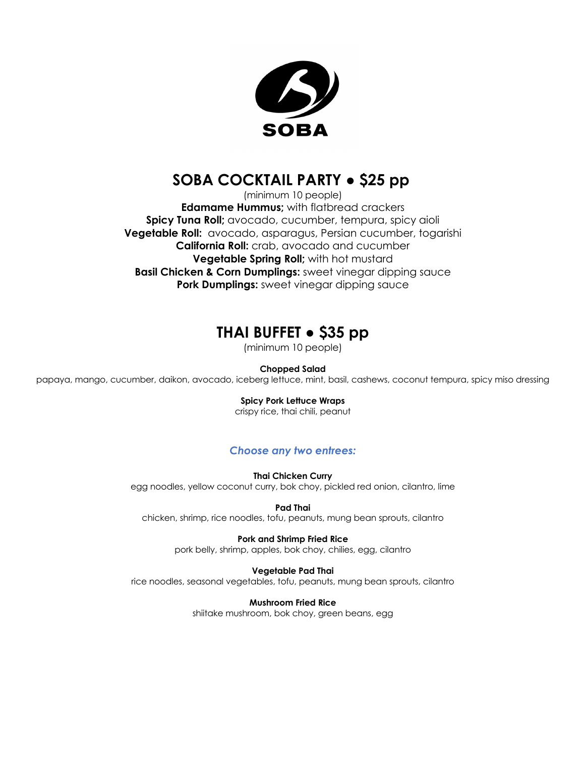SOBA

# SOBA COCKTAIL PARTY • $25 pp

(minimum 10 people)

**Edamame Hummus;** with flatbread crackers
**Spicy Tuna Roll;** avocado, cucumber, tempura, spicy aioli
**Vegetable Roll:** avocado, asparagus, Persian cucumber, togarishi
**California Roll:** crab, avocado and cucumber
**Vegetable Spring Roll;** with hot mustard
**Basil Chicken & Corn Dumplings:** sweet vinegar dipping sauce
**Pork Dumplings:** sweet vinegar dipping sauce

# THAI BUFFET • $35 pp

(minimum 10 people)

**Chopped Salad**
papaya, mango, cucumber, daikon, avocado, iceberg lettuce, mint, basil, cashews, coconut tempura, spicy miso dressing

**Spicy Pork Lettuce Wraps**
crispy rice, thai chili, peanut

***Choose any two entrees:***

**Thai Chicken Curry**
egg noodles, yellow coconut curry, bok choy, pickled red onion, cilantro, lime

**Pad Thai**
chicken, shrimp, rice noodles, tofu, peanuts, mung bean sprouts, cilantro

**Pork and Shrimp Fried Rice**
pork belly, shrimp, apples, bok choy, chilies, egg, cilantro

**Vegetable Pad Thai**
rice noodles, seasonal vegetables, tofu, peanuts, mung bean sprouts, cilantro

**Mushroom Fried Rice**
shiitake mushroom, bok choy, green beans, egg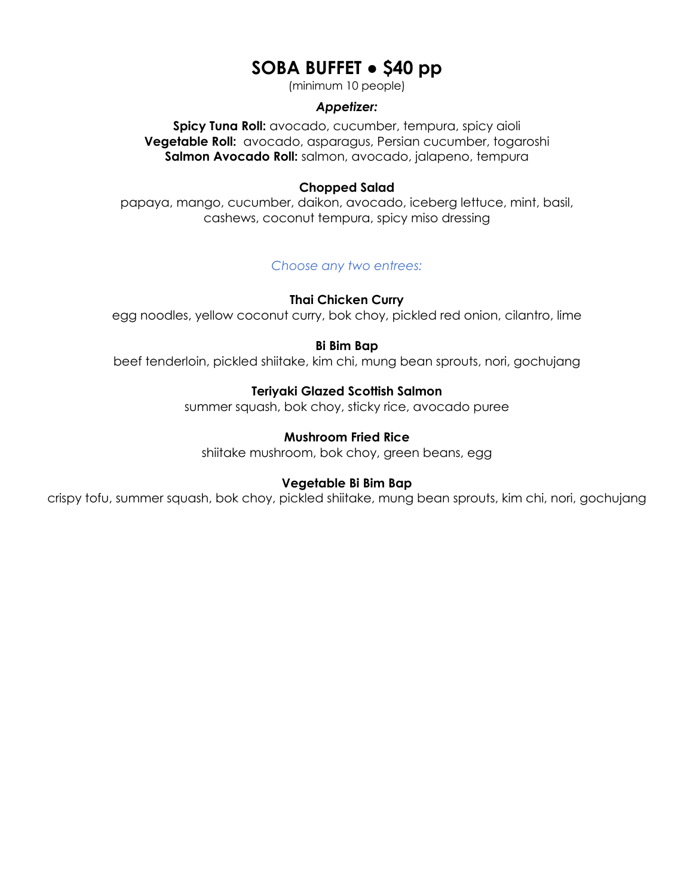# SOBA BUFFET ● $40 pp

(minimum 10 people)

***Appetizer:***

**Spicy Tuna Roll:** avocado, cucumber, tempura, spicy aioli
**Vegetable Roll:** avocado, asparagus, Persian cucumber, togaroshi
**Salmon Avocado Roll:** salmon, avocado, jalapeno, tempura

**Chopped Salad**
papaya, mango, cucumber, daikon, avocado, iceberg lettuce, mint, basil, cashews, coconut tempura, spicy miso dressing

*Choose any two entrees:*

**Thai Chicken Curry**
egg noodles, yellow coconut curry, bok choy, pickled red onion, cilantro, lime

**Bi Bim Bap**
beef tenderloin, pickled shiitake, kim chi, mung bean sprouts, nori, gochujang

**Teriyaki Glazed Scottish Salmon**
summer squash, bok choy, sticky rice, avocado puree

**Mushroom Fried Rice**
shiitake mushroom, bok choy, green beans, egg

**Vegetable Bi Bim Bap**
crispy tofu, summer squash, bok choy, pickled shiitake, mung bean sprouts, kim chi, nori, gochujang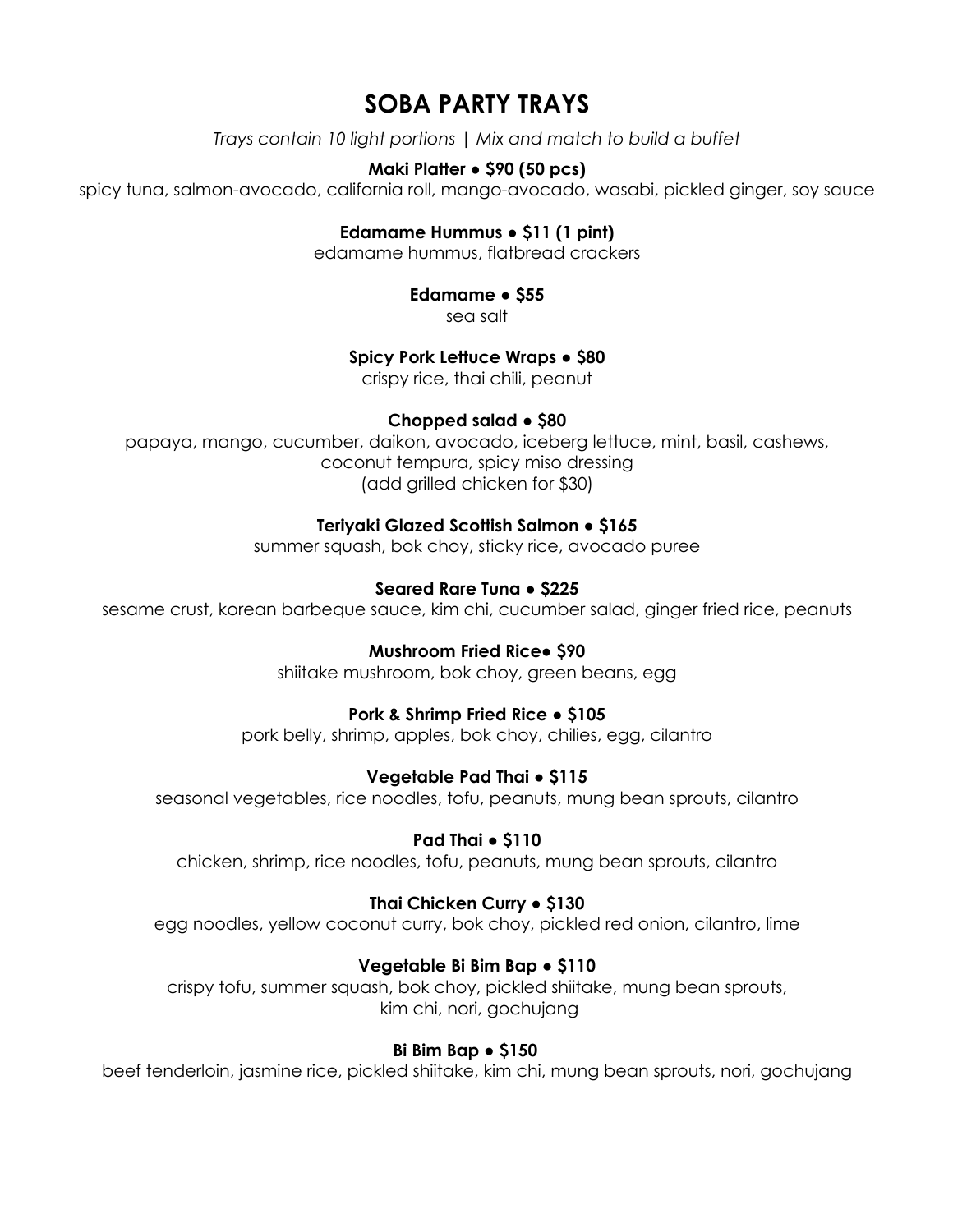# SOBA PARTY TRAYS

*Trays contain 10 light portions | Mix and match to build a buffet*

**Maki Platter • $90 (50 pcs)**

spicy tuna, salmon-avocado, california roll, mango-avocado, wasabi, pickled ginger, soy sauce

**Edamame Hummus • $11 (1 pint)**

edamame hummus, flatbread crackers

**Edamame • $55**

sea salt

**Spicy Pork Lettuce Wraps • $80**

crispy rice, thai chili, peanut

**Chopped salad • $80**

papaya, mango, cucumber, daikon, avocado, iceberg lettuce, mint, basil, cashews, coconut tempura, spicy miso dressing
(add grilled chicken for $30)

**Teriyaki Glazed Scottish Salmon • $165**

summer squash, bok choy, sticky rice, avocado puree

**Seared Rare Tuna • $225**

sesame crust, korean barbeque sauce, kim chi, cucumber salad, ginger fried rice, peanuts

**Mushroom Fried Rice• $90**

shiitake mushroom, bok choy, green beans, egg

**Pork & Shrimp Fried Rice • $105**

pork belly, shrimp, apples, bok choy, chilies, egg, cilantro

**Vegetable Pad Thai • $115**

seasonal vegetables, rice noodles, tofu, peanuts, mung bean sprouts, cilantro

**Pad Thai • $110**

chicken, shrimp, rice noodles, tofu, peanuts, mung bean sprouts, cilantro

**Thai Chicken Curry • $130**

egg noodles, yellow coconut curry, bok choy, pickled red onion, cilantro, lime

**Vegetable Bi Bim Bap • $110**

crispy tofu, summer squash, bok choy, pickled shiitake, mung bean sprouts, kim chi, nori, gochujang

**Bi Bim Bap • $150**

beef tenderloin, jasmine rice, pickled shiitake, kim chi, mung bean sprouts, nori, gochujang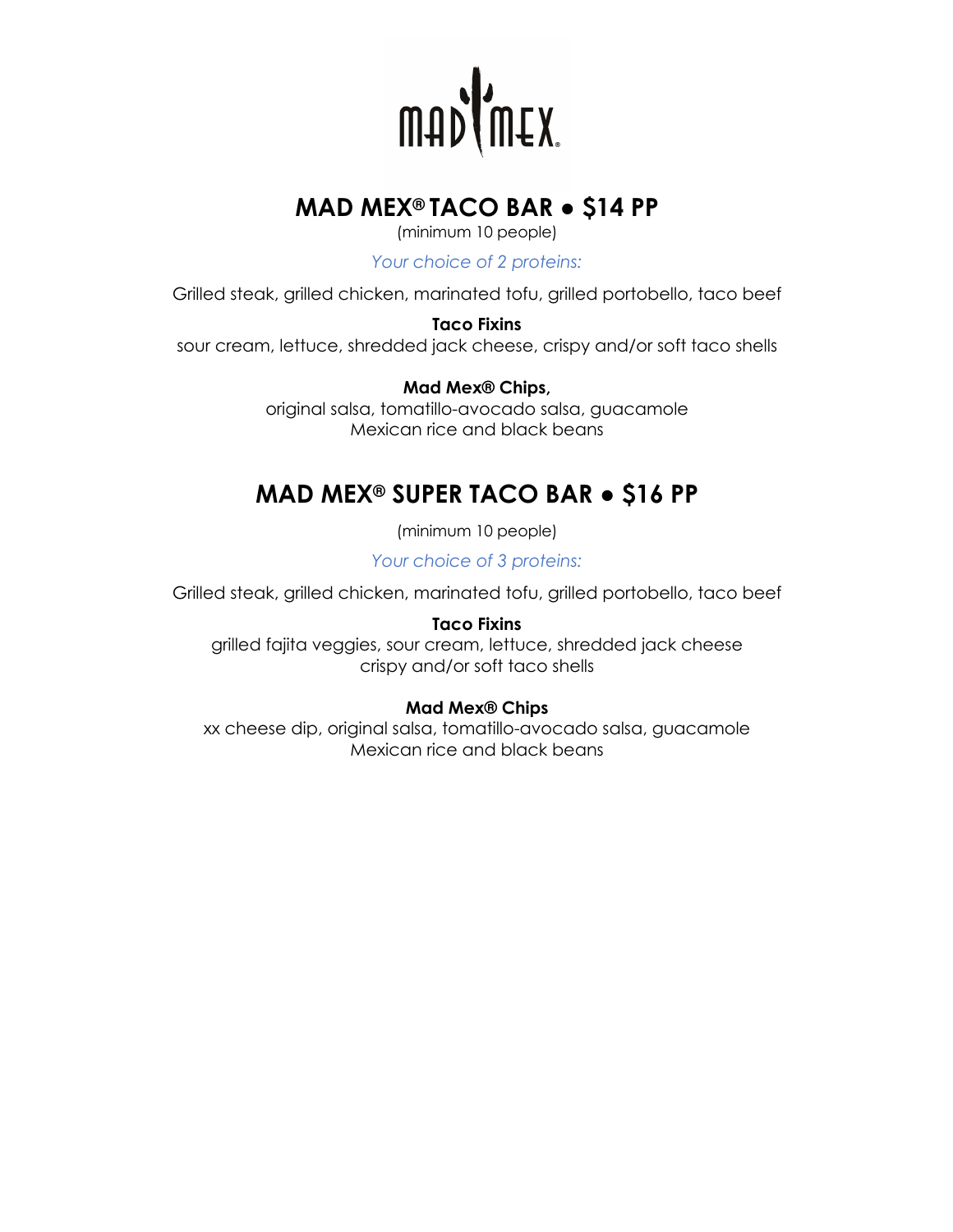## MAD MEX® TACO BAR ● $14 PP

(minimum 10 people)

*Your choice of 2 proteins:*

Grilled steak, grilled chicken, marinated tofu, grilled portobello, taco beef

**Taco Fixins**

sour cream, lettuce, shredded jack cheese, crispy and/or soft taco shells

**Mad Mex® Chips,**

original salsa, tomatillo-avocado salsa, guacamole
Mexican rice and black beans

## MAD MEX® SUPER TACO BAR ● $16 PP

(minimum 10 people)

*Your choice of 3 proteins:*

Grilled steak, grilled chicken, marinated tofu, grilled portobello, taco beef

**Taco Fixins**

grilled fajita veggies, sour cream, lettuce, shredded jack cheese
crispy and/or soft taco shells

**Mad Mex® Chips**

xx cheese dip, original salsa, tomatillo-avocado salsa, guacamole
Mexican rice and black beans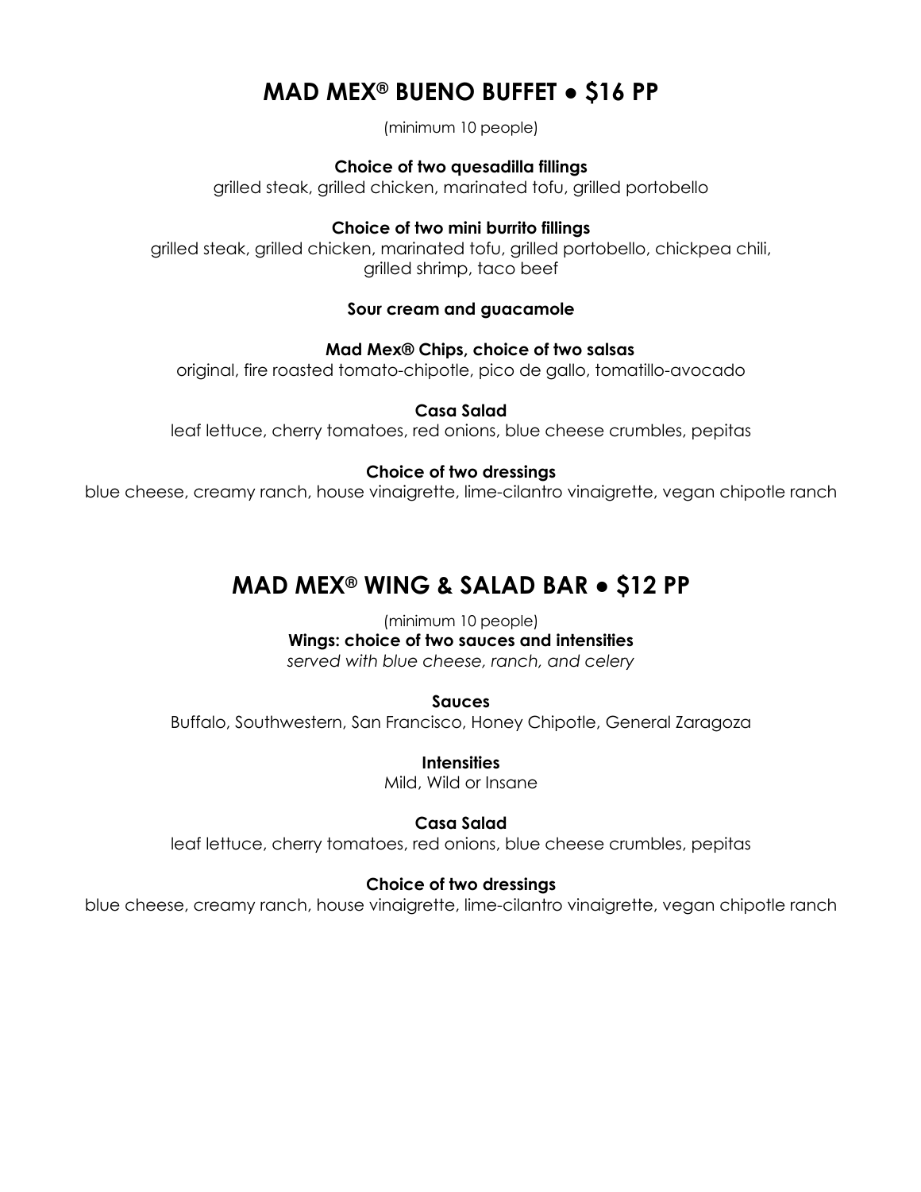## MAD MEX® BUENO BUFFET ● $16 PP

(minimum 10 people)

**Choice of two quesadilla fillings**
grilled steak, grilled chicken, marinated tofu, grilled portobello

**Choice of two mini burrito fillings**
grilled steak, grilled chicken, marinated tofu, grilled portobello, chickpea chili, grilled shrimp, taco beef

**Sour cream and guacamole**

**Mad Mex® Chips, choice of two salsas**
original, fire roasted tomato-chipotle, pico de gallo, tomatillo-avocado

**Casa Salad**
leaf lettuce, cherry tomatoes, red onions, blue cheese crumbles, pepitas

**Choice of two dressings**
blue cheese, creamy ranch, house vinaigrette, lime-cilantro vinaigrette, vegan chipotle ranch

## MAD MEX® WING & SALAD BAR ● $12 PP

(minimum 10 people)
**Wings: choice of two sauces and intensities**
*served with blue cheese, ranch, and celery*

**Sauces**
Buffalo, Southwestern, San Francisco, Honey Chipotle, General Zaragoza

**Intensities**
Mild, Wild or Insane

**Casa Salad**
leaf lettuce, cherry tomatoes, red onions, blue cheese crumbles, pepitas

**Choice of two dressings**
blue cheese, creamy ranch, house vinaigrette, lime-cilantro vinaigrette, vegan chipotle ranch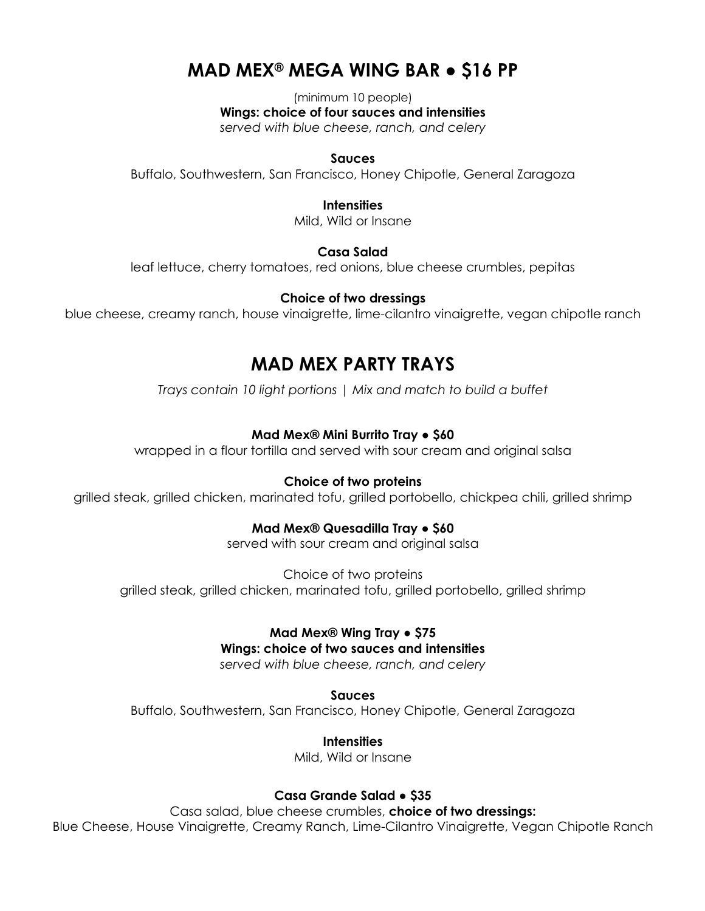# MAD MEX® MEGA WING BAR • $16 PP

(minimum 10 people)

**Wings: choice of four sauces and intensities**

*served with blue cheese, ranch, and celery*

**Sauces**

Buffalo, Southwestern, San Francisco, Honey Chipotle, General Zaragoza

**Intensities**

Mild, Wild or Insane

**Casa Salad**

leaf lettuce, cherry tomatoes, red onions, blue cheese crumbles, pepitas

**Choice of two dressings**

blue cheese, creamy ranch, house vinaigrette, lime-cilantro vinaigrette, vegan chipotle ranch

# MAD MEX PARTY TRAYS

*Trays contain 10 light portions | Mix and match to build a buffet*

**Mad Mex® Mini Burrito Tray • $60**

wrapped in a flour tortilla and served with sour cream and original salsa

**Choice of two proteins**

grilled steak, grilled chicken, marinated tofu, grilled portobello, chickpea chili, grilled shrimp

**Mad Mex® Quesadilla Tray • $60**

served with sour cream and original salsa

Choice of two proteins

grilled steak, grilled chicken, marinated tofu, grilled portobello, grilled shrimp

**Mad Mex® Wing Tray • $75**

**Wings: choice of two sauces and intensities**

*served with blue cheese, ranch, and celery*

**Sauces**

Buffalo, Southwestern, San Francisco, Honey Chipotle, General Zaragoza

**Intensities**

Mild, Wild or Insane

**Casa Grande Salad • $35**

Casa salad, blue cheese crumbles, **choice of two dressings:**

Blue Cheese, House Vinaigrette, Creamy Ranch, Lime-Cilantro Vinaigrette, Vegan Chipotle Ranch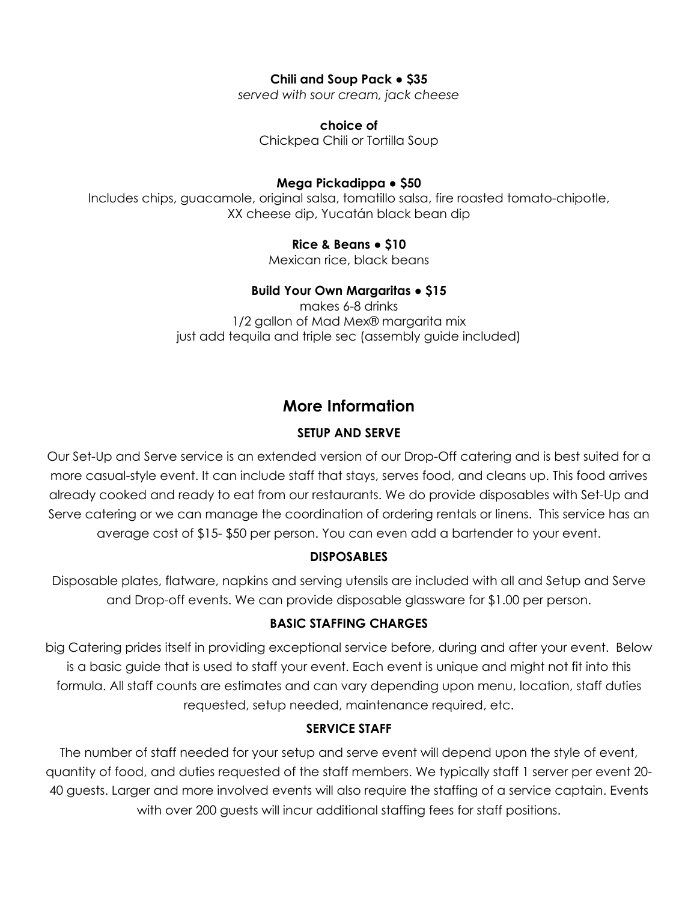**Chili and Soup Pack • $35**

*served with sour cream, jack cheese*

**choice of**

Chickpea Chili or Tortilla Soup

**Mega Pickadippa • $50**

Includes chips, guacamole, original salsa, tomatillo salsa, fire roasted tomato-chipotle, XX cheese dip, Yucatán black bean dip

**Rice & Beans • $10**

Mexican rice, black beans

**Build Your Own Margaritas • $15**

makes 6-8 drinks

1/2 gallon of Mad Mex® margarita mix

just add tequila and triple sec (assembly guide included)

## More Information

### SETUP AND SERVE

Our Set-Up and Serve service is an extended version of our Drop-Off catering and is best suited for a more casual-style event. It can include staff that stays, serves food, and cleans up. This food arrives already cooked and ready to eat from our restaurants. We do provide disposables with Set-Up and Serve catering or we can manage the coordination of ordering rentals or linens. This service has an average cost of $15- $50 per person. You can even add a bartender to your event.

### DISPOSABLES

Disposable plates, flatware, napkins and serving utensils are included with all and Setup and Serve and Drop-off events. We can provide disposable glassware for $1.00 per person.

### BASIC STAFFING CHARGES

big Catering prides itself in providing exceptional service before, during and after your event. Below is a basic guide that is used to staff your event. Each event is unique and might not fit into this formula. All staff counts are estimates and can vary depending upon menu, location, staff duties requested, setup needed, maintenance required, etc.

### SERVICE STAFF

The number of staff needed for your setup and serve event will depend upon the style of event, quantity of food, and duties requested of the staff members. We typically staff 1 server per event 20-40 guests. Larger and more involved events will also require the staffing of a service captain. Events with over 200 guests will incur additional staffing fees for staff positions.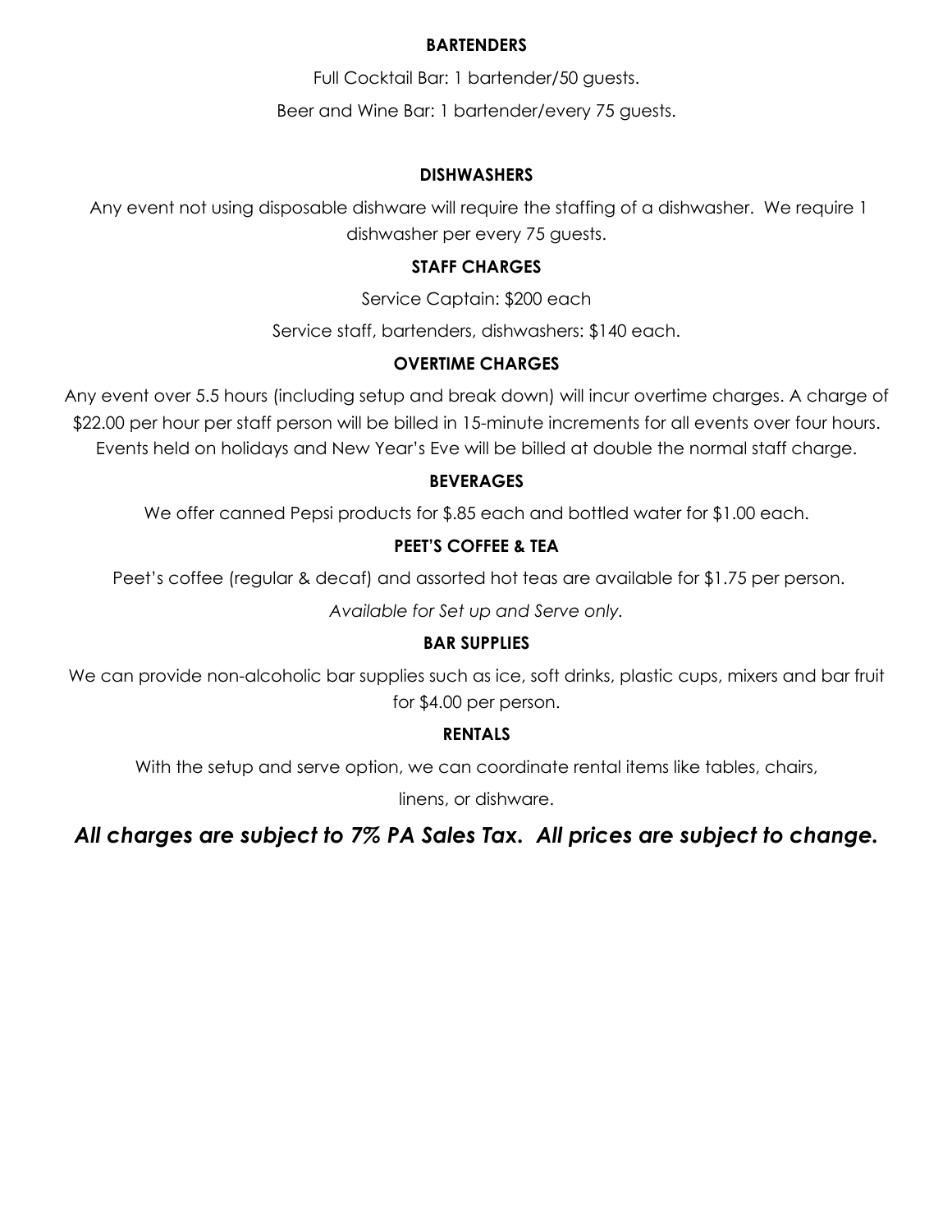**BARTENDERS**

Full Cocktail Bar: 1 bartender/50 guests.

Beer and Wine Bar: 1 bartender/every 75 guests.

**DISHWASHERS**

Any event not using disposable dishware will require the staffing of a dishwasher. We require 1 dishwasher per every 75 guests.

**STAFF CHARGES**

Service Captain: $200 each

Service staff, bartenders, dishwashers: $140 each.

**OVERTIME CHARGES**

Any event over 5.5 hours (including setup and break down) will incur overtime charges. A charge of $22.00 per hour per staff person will be billed in 15-minute increments for all events over four hours. Events held on holidays and New Year's Eve will be billed at double the normal staff charge.

**BEVERAGES**

We offer canned Pepsi products for $.85 each and bottled water for $1.00 each.

**PEET'S COFFEE & TEA**

Peet's coffee (regular & decaf) and assorted hot teas are available for $1.75 per person.

*Available for Set up and Serve only.*

**BAR SUPPLIES**

We can provide non-alcoholic bar supplies such as ice, soft drinks, plastic cups, mixers and bar fruit for $4.00 per person.

**RENTALS**

With the setup and serve option, we can coordinate rental items like tables, chairs, linens, or dishware.

***All charges are subject to 7% PA Sales Tax. All prices are subject to change.***